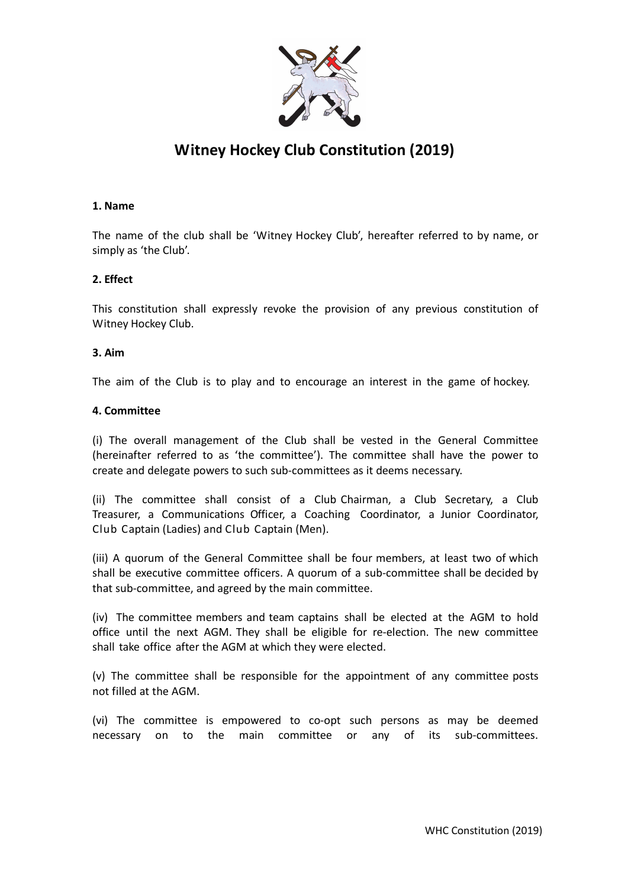# Witney Hockey Club Constitution (2019)

### 1. Name

The name of the club shall be 'Witney Hockey Club', hereafter referred to by name, or simply as 'the Club'.

### 2. Effect

This constitution shall expressly revoke the provision of any previous constitution of Witney Hockey Club.

### 3. Aim

The aim of the Club is to play and to encourage an interest in the game of hockey.

### 4. Committee

(i) The overall management of the Club shall be vested in the General Committee (hereinafter referred to as 'the committee'). The committee shall have the power to create and delegate powers to such sub-committees as it deems necessary.

(ii) The committee shall consist of a Club Chairman, a Club Secretary, a Club Treasurer, a Communications Officer, a Coaching Coordinator, a Junior Coordinator, Club Captain (Ladies) and Club Captain (Men).

(iii) A quorum of the General Committee shall be four members, at least two of which shall be executive committee officers. A quorum of a sub-committee shall be decided by that sub-committee, and agreed by the main committee.

(iv) The committee members and team captains shall be elected at the AGM to hold office until the next AGM. They shall be eligible for re-election. The new committee shall take office after the AGM at which they were elected.

(v) The committee shall be responsible for the appointment of any committee posts not filled at the AGM.

(vi) The committee is empowered to co-opt such persons as may be deemed necessary on to the main committee or any of its sub-committees.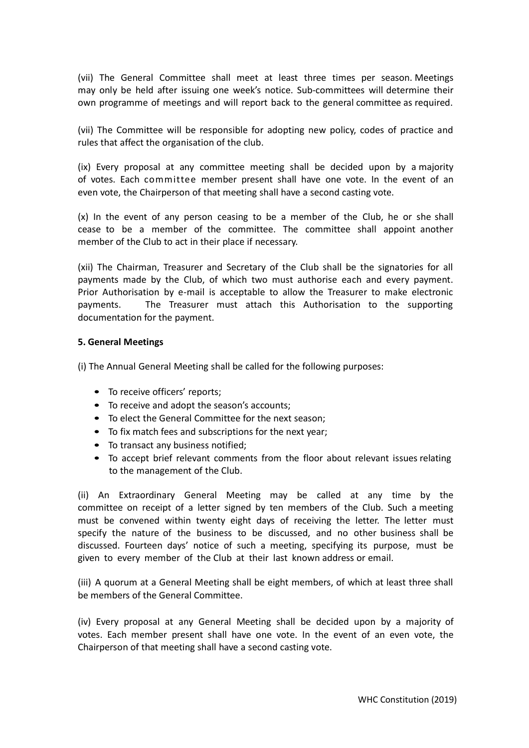(vii) The General Committee shall meet at least three times per season. Meetings may only be held after issuing one week's notice. Sub-committees will determine their own programme of meetings and will report back to the general committee as required.

(vii) The Committee will be responsible for adopting new policy, codes of practice and rules that affect the organisation of the club.

(ix) Every proposal at any committee meeting shall be decided upon by a majority of votes. Each committee member present shall have one vote. In the event of an even vote, the Chairperson of that meeting shall have a second casting vote.

(x) In the event of any person ceasing to be a member of the Club, he or she shall cease to be a member of the committee. The committee shall appoint another member of the Club to act in their place if necessary.

(xii) The Chairman, Treasurer and Secretary of the Club shall be the signatories for all payments made by the Club, of which two must authorise each and every payment. Prior Authorisation by e-mail is acceptable to allow the Treasurer to make electronic payments. The Treasurer must attach this Authorisation to the supporting documentation for the payment.

**5. General Meetings**

(i) The Annual General Meeting shall be called for the following purposes:

- To receive officers' reports;
- To receive and adopt the season's accounts;
- To elect the General Committee for the next season;
- To fix match fees and subscriptions for the next year;
- To transact any business notified;
- To accept brief relevant comments from the floor about relevant issues relating to the management of the Club.

(ii) An Extraordinary General Meeting may be called at any time by the committee on receipt of a letter signed by ten members of the Club. Such a meeting must be convened within twenty eight days of receiving the letter. The letter must specify the nature of the business to be discussed, and no other business shall be discussed. Fourteen days' notice of such a meeting, specifying its purpose, must be given to every member of the Club at their last known address or email.

(iii) A quorum at a General Meeting shall be eight members, of which at least three shall be members of the General Committee.

(iv) Every proposal at any General Meeting shall be decided upon by a majority of votes. Each member present shall have one vote. In the event of an even vote, the Chairperson of that meeting shall have a second casting vote.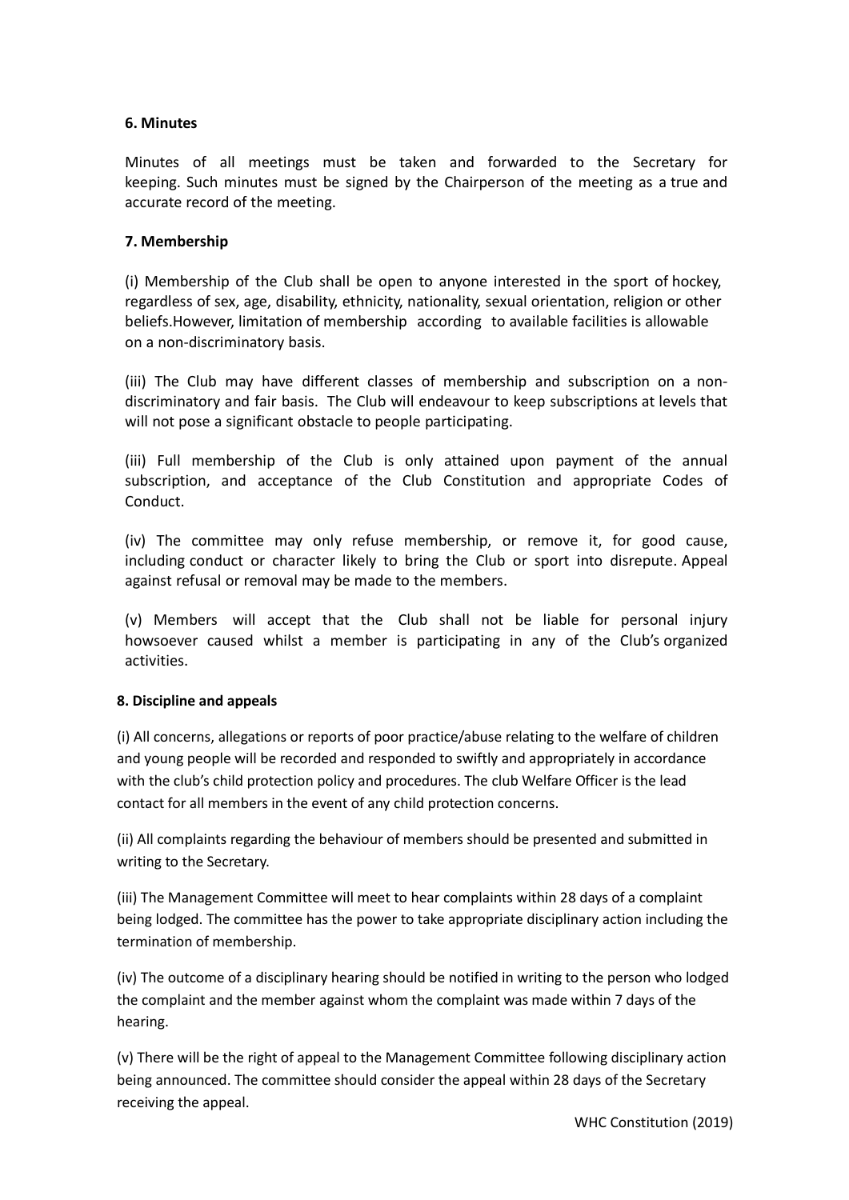### 6. Minutes

Minutes of all meetings must be taken and forwarded to the Secretary for keeping. Such minutes must be signed by the Chairperson of the meeting as a true and accurate record of the meeting.

### 7. Membership

(i) Membership of the Club shall be open to anyone interested in the sport of hockey, regardless of sex, age, disability, ethnicity, nationality, sexual orientation, religion or other beliefs.However, limitation of membership according to available facilities is allowable on a non-discriminatory basis.

(iii) The Club may have different classes of membership and subscription on a non-discriminatory and fair basis. The Club will endeavour to keep subscriptions at levels that will not pose a significant obstacle to people participating.

(iii) Full membership of the Club is only attained upon payment of the annual subscription, and acceptance of the Club Constitution and appropriate Codes of Conduct.

(iv) The committee may only refuse membership, or remove it, for good cause, including conduct or character likely to bring the Club or sport into disrepute. Appeal against refusal or removal may be made to the members.

(v) Members will accept that the Club shall not be liable for personal injury howsoever caused whilst a member is participating in any of the Club's organized activities.

### 8. Discipline and appeals

(i) All concerns, allegations or reports of poor practice/abuse relating to the welfare of children and young people will be recorded and responded to swiftly and appropriately in accordance with the club's child protection policy and procedures. The club Welfare Officer is the lead contact for all members in the event of any child protection concerns.

(ii) All complaints regarding the behaviour of members should be presented and submitted in writing to the Secretary.

(iii) The Management Committee will meet to hear complaints within 28 days of a complaint being lodged. The committee has the power to take appropriate disciplinary action including the termination of membership.

(iv) The outcome of a disciplinary hearing should be notified in writing to the person who lodged the complaint and the member against whom the complaint was made within 7 days of the hearing.

(v) There will be the right of appeal to the Management Committee following disciplinary action being announced. The committee should consider the appeal within 28 days of the Secretary receiving the appeal.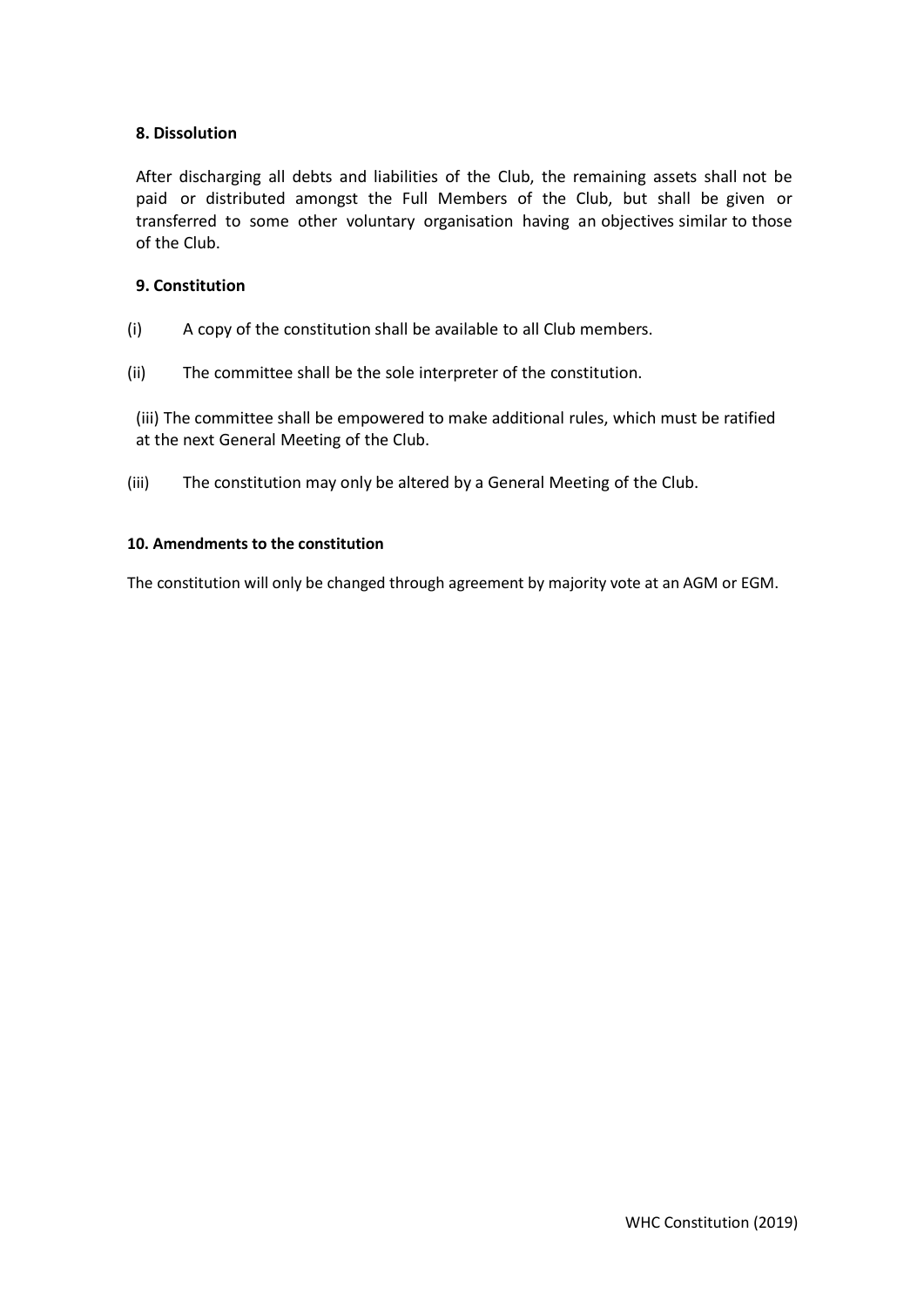### 8. Dissolution

After discharging all debts and liabilities of the Club, the remaining assets shall not be paid or distributed amongst the Full Members of the Club, but shall be given or transferred to some other voluntary organisation having an objectives similar to those of the Club.

### 9. Constitution

(i) A copy of the constitution shall be available to all Club members.

(ii) The committee shall be the sole interpreter of the constitution.

(iii) The committee shall be empowered to make additional rules, which must be ratified at the next General Meeting of the Club.

(iii) The constitution may only be altered by a General Meeting of the Club.

### 10. Amendments to the constitution

The constitution will only be changed through agreement by majority vote at an AGM or EGM.